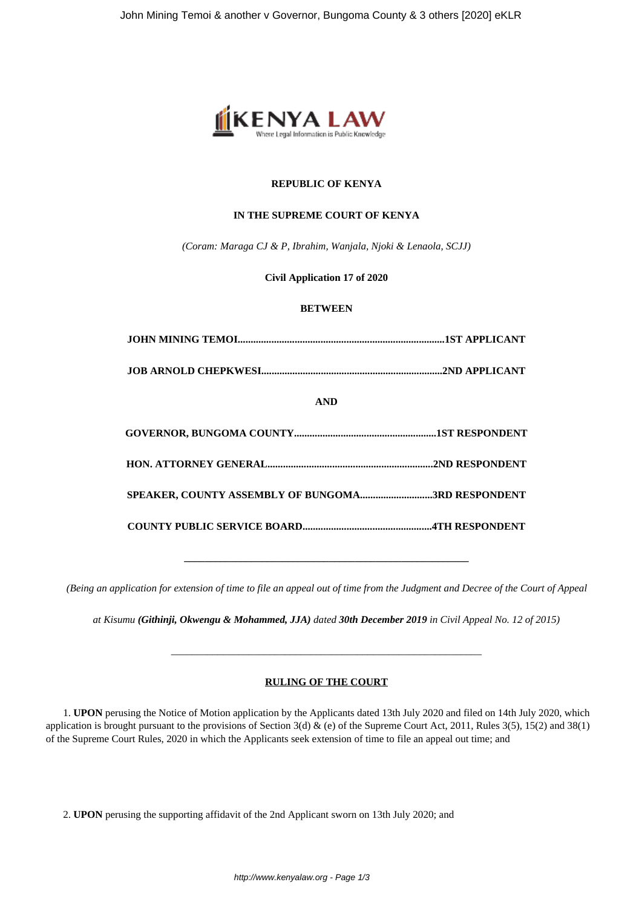**REPUBLIC OF KENYA**

**IN THE SUPREME COURT OF KENYA**

*(Coram: Maraga CJ & P, Ibrahim, Wanjala, Njoki & Lenaola, SCJJ)*

**Civil Application 17 of 2020**

**BETWEEN**

**JOHN MINING TEMOI..............................................................................1ST APPLICANT**

**JOB ARNOLD CHEPKWESI.....................................................................2ND APPLICANT**

**AND**

**GOVERNOR, BUNGOMA COUNTY.......................................................1ST RESPONDENT**

**HON. ATTORNEY GENERAL................................................................2ND RESPONDENT**

**SPEAKER, COUNTY ASSEMBLY OF BUNGOMA............................3RD RESPONDENT**

**COUNTY PUBLIC SERVICE BOARD.................................................4TH RESPONDENT**

---

*(Being an application for extension of time to file an appeal out of time from the Judgment and Decree of the Court of Appeal at Kisumu **(Githinji, Okwengu & Mohammed, JJA)** dated **30th December 2019** in Civil Appeal No. 12 of 2015)*

---

**RULING OF THE COURT**

1. **UPON** perusing the Notice of Motion application by the Applicants dated 13th July 2020 and filed on 14th July 2020, which application is brought pursuant to the provisions of Section 3(d) & (e) of the Supreme Court Act, 2011, Rules 3(5), 15(2) and 38(1) of the Supreme Court Rules, 2020 in which the Applicants seek extension of time to file an appeal out time; and

2. **UPON** perusing the supporting affidavit of the 2nd Applicant sworn on 13th July 2020; and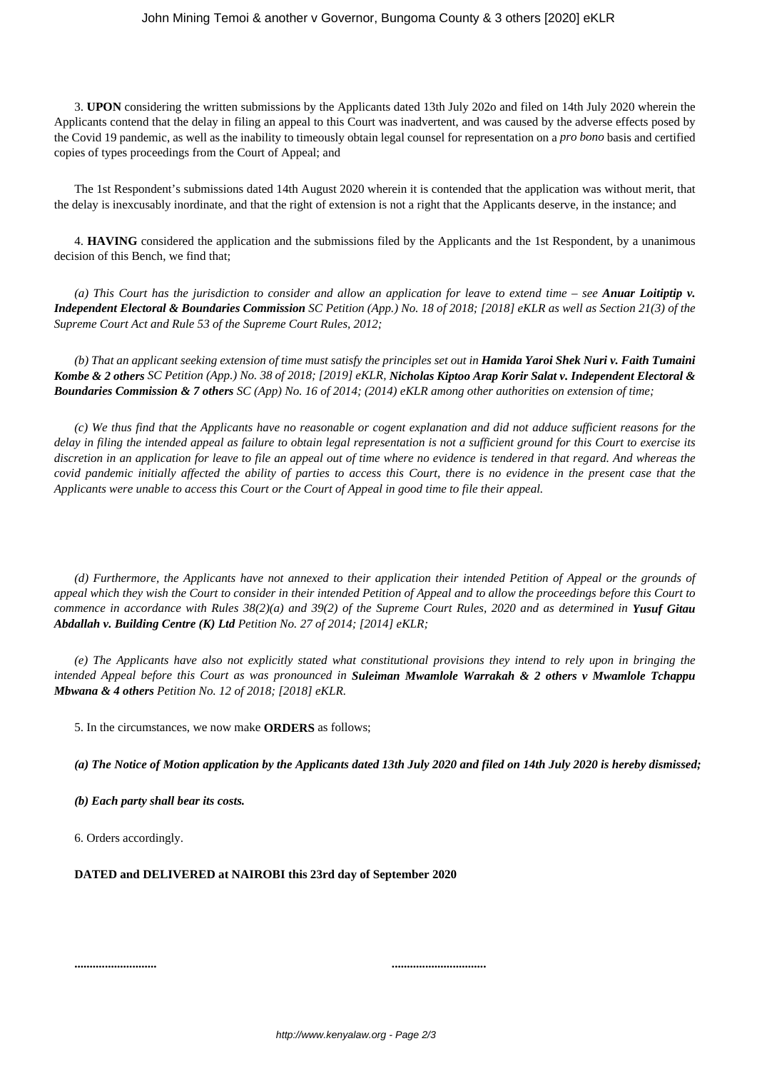3. **UPON** considering the written submissions by the Applicants dated 13th July 202o and filed on 14th July 2020 wherein the Applicants contend that the delay in filing an appeal to this Court was inadvertent, and was caused by the adverse effects posed by the Covid 19 pandemic, as well as the inability to timeously obtain legal counsel for representation on a *pro bono* basis and certified copies of types proceedings from the Court of Appeal; and

The 1st Respondent's submissions dated 14th August 2020 wherein it is contended that the application was without merit, that the delay is inexcusably inordinate, and that the right of extension is not a right that the Applicants deserve, in the instance; and

4. **HAVING** considered the application and the submissions filed by the Applicants and the 1st Respondent, by a unanimous decision of this Bench, we find that;

*(a) This Court has the jurisdiction to consider and allow an application for leave to extend time – see **Anuar Loitiptip v. Independent Electoral & Boundaries Commission** SC Petition (App.) No. 18 of 2018; [2018] eKLR as well as Section 21(3) of the Supreme Court Act and Rule 53 of the Supreme Court Rules, 2012;*

*(b) That an applicant seeking extension of time must satisfy the principles set out in **Hamida Yaroi Shek Nuri v. Faith Tumaini Kombe & 2 others** SC Petition (App.) No. 38 of 2018; [2019] eKLR, **Nicholas Kiptoo Arap Korir Salat v. Independent Electoral & Boundaries Commission & 7 others** SC (App) No. 16 of 2014; (2014) eKLR among other authorities on extension of time;*

*(c) We thus find that the Applicants have no reasonable or cogent explanation and did not adduce sufficient reasons for the delay in filing the intended appeal as failure to obtain legal representation is not a sufficient ground for this Court to exercise its discretion in an application for leave to file an appeal out of time where no evidence is tendered in that regard. And whereas the covid pandemic initially affected the ability of parties to access this Court, there is no evidence in the present case that the Applicants were unable to access this Court or the Court of Appeal in good time to file their appeal.*

*(d) Furthermore, the Applicants have not annexed to their application their intended Petition of Appeal or the grounds of appeal which they wish the Court to consider in their intended Petition of Appeal and to allow the proceedings before this Court to commence in accordance with Rules 38(2)(a) and 39(2) of the Supreme Court Rules, 2020 and as determined in **Yusuf Gitau Abdallah v. Building Centre (K) Ltd** Petition No. 27 of 2014; [2014] eKLR;*

*(e) The Applicants have also not explicitly stated what constitutional provisions they intend to rely upon in bringing the intended Appeal before this Court as was pronounced in **Suleiman Mwamlole Warrakah & 2 others v Mwamlole Tchappu Mbwana & 4 others** Petition No. 12 of 2018; [2018] eKLR.*

5. In the circumstances, we now make **ORDERS** as follows;

***(a) The Notice of Motion application by the Applicants dated 13th July 2020 and filed on 14th July 2020 is hereby dismissed;***

***(b) Each party shall bear its costs.***

6. Orders accordingly.

**DATED and DELIVERED at NAIROBI this 23rd day of September 2020**

**..........................** **..............................**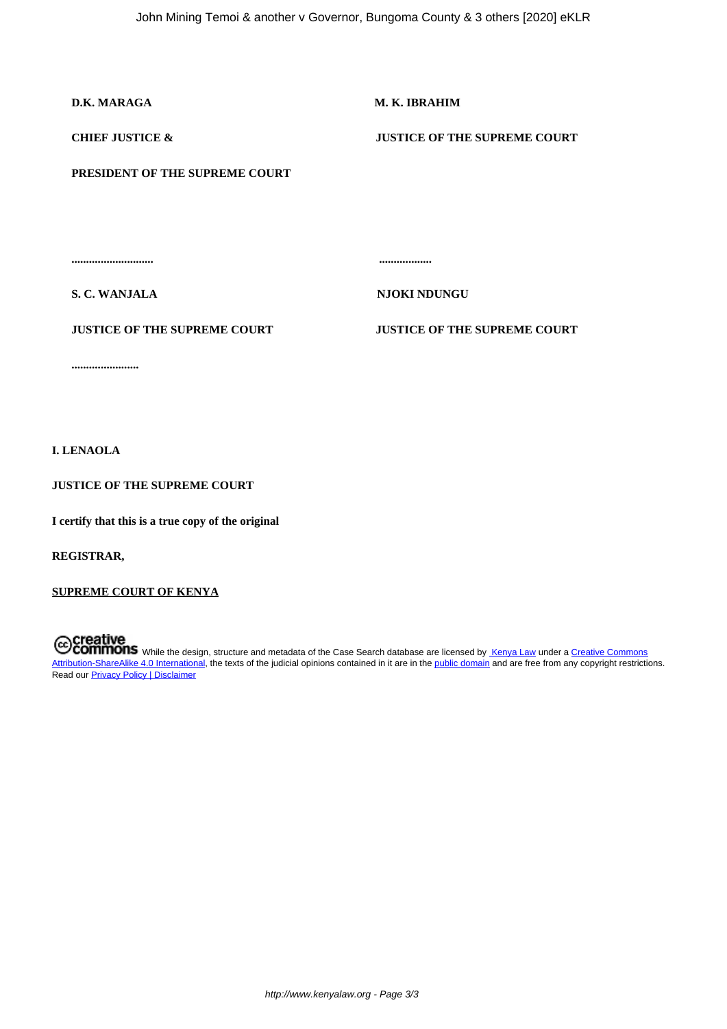**D.K. MARAGA** **M. K. IBRAHIM**

**CHIEF JUSTICE &** **JUSTICE OF THE SUPREME COURT**

**PRESIDENT OF THE SUPREME COURT**

**............................** **..................**

**S. C. WANJALA** **NJOKI NDUNGU**

**JUSTICE OF THE SUPREME COURT** **JUSTICE OF THE SUPREME COURT**

**.......................**

**I. LENAOLA**

**JUSTICE OF THE SUPREME COURT**

**I certify that this is a true copy of the original**

**REGISTRAR,**

**SUPREME COURT OF KENYA**

While the design, structure and metadata of the Case Search database are licensed by Kenya Law under a Creative Commons Attribution-ShareAlike 4.0 International, the texts of the judicial opinions contained in it are in the public domain and are free from any copyright restrictions. Read our Privacy Policy | Disclaimer